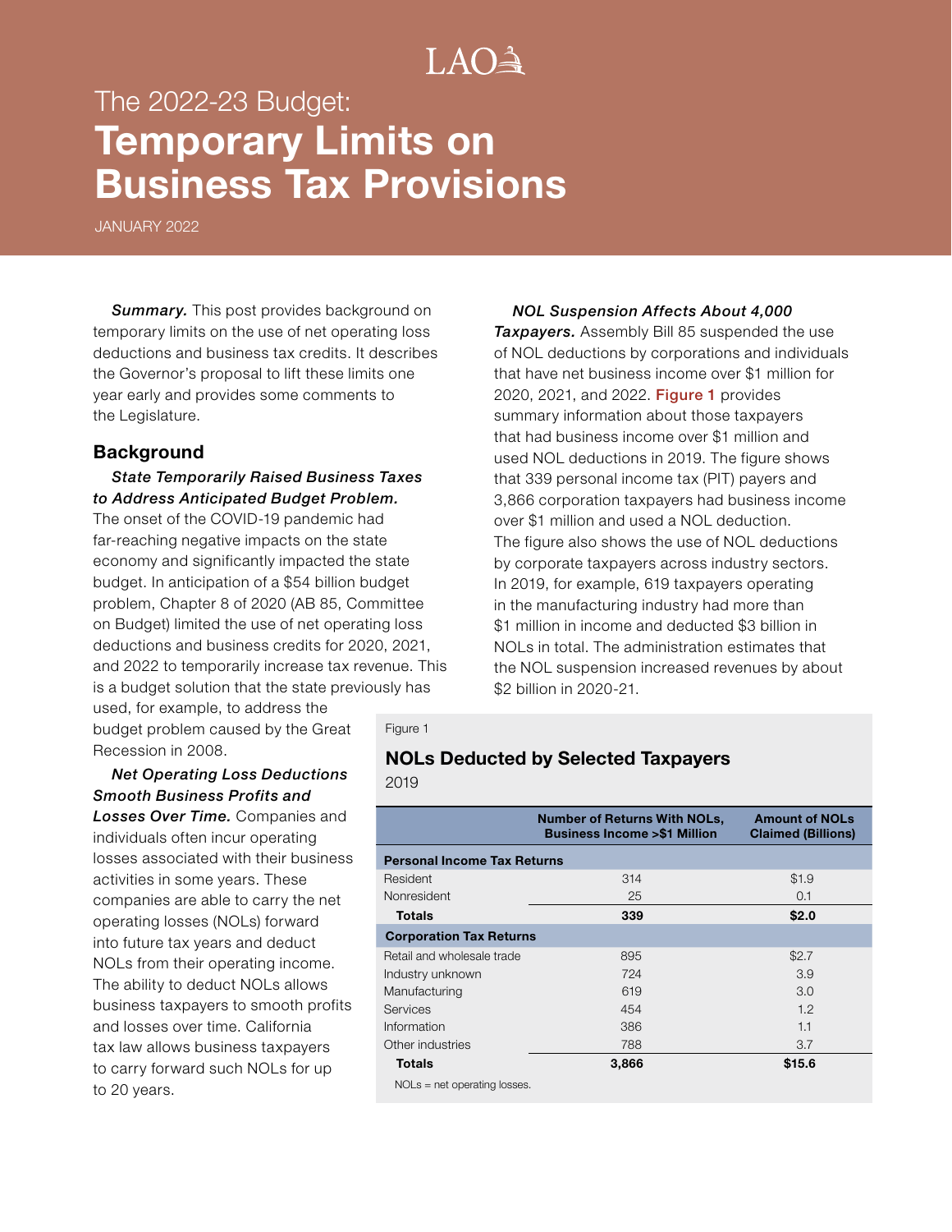LAO

# The 2022-23 Budget: **Temporary Limits on Business Tax Provisions**

JANUARY 2022

***Summary.*** This post provides background on temporary limits on the use of net operating loss deductions and business tax credits. It describes the Governor's proposal to lift these limits one year early and provides some comments to the Legislature.

## Background

***State Temporarily Raised Business Taxes to Address Anticipated Budget Problem.*** The onset of the COVID-19 pandemic had far-reaching negative impacts on the state economy and significantly impacted the state budget. In anticipation of a $54 billion budget problem, Chapter 8 of 2020 (AB 85, Committee on Budget) limited the use of net operating loss deductions and business credits for 2020, 2021, and 2022 to temporarily increase tax revenue. This is a budget solution that the state previously has used, for example, to address the budget problem caused by the Great Recession in 2008.

***Net Operating Loss Deductions Smooth Business Profits and Losses Over Time.*** Companies and individuals often incur operating losses associated with their business activities in some years. These companies are able to carry the net operating losses (NOLs) forward into future tax years and deduct NOLs from their operating income. The ability to deduct NOLs allows business taxpayers to smooth profits and losses over time. California tax law allows business taxpayers to carry forward such NOLs for up to 20 years.

***NOL Suspension Affects About 4,000 Taxpayers.*** Assembly Bill 85 suspended the use of NOL deductions by corporations and individuals that have net business income over $1 million for 2020, 2021, and 2022. Figure 1 provides summary information about those taxpayers that had business income over $1 million and used NOL deductions in 2019. The figure shows that 339 personal income tax (PIT) payers and 3,866 corporation taxpayers had business income over $1 million and used a NOL deduction. The figure also shows the use of NOL deductions by corporate taxpayers across industry sectors. In 2019, for example, 619 taxpayers operating in the manufacturing industry had more than $1 million in income and deducted $3 billion in NOLs in total. The administration estimates that the NOL suspension increased revenues by about $2 billion in 2020-21.

Figure 1

**NOLs Deducted by Selected Taxpayers**

2019

| | Number of Returns With NOLs, Business Income >$1 Million | Amount of NOLs Claimed (Billions) |
|---|---|---|
| **Personal Income Tax Returns** | | |
| Resident | 314 | $1.9 |
| Nonresident | 25 | 0.1 |
| **Totals** | **339** | **$2.0** |
| **Corporation Tax Returns** | | |
| Retail and wholesale trade | 895 | $2.7 |
| Industry unknown | 724 | 3.9 |
| Manufacturing | 619 | 3.0 |
| Services | 454 | 1.2 |
| Information | 386 | 1.1 |
| Other industries | 788 | 3.7 |
| **Totals** | **3,866** | **$15.6** |

NOLs = net operating losses.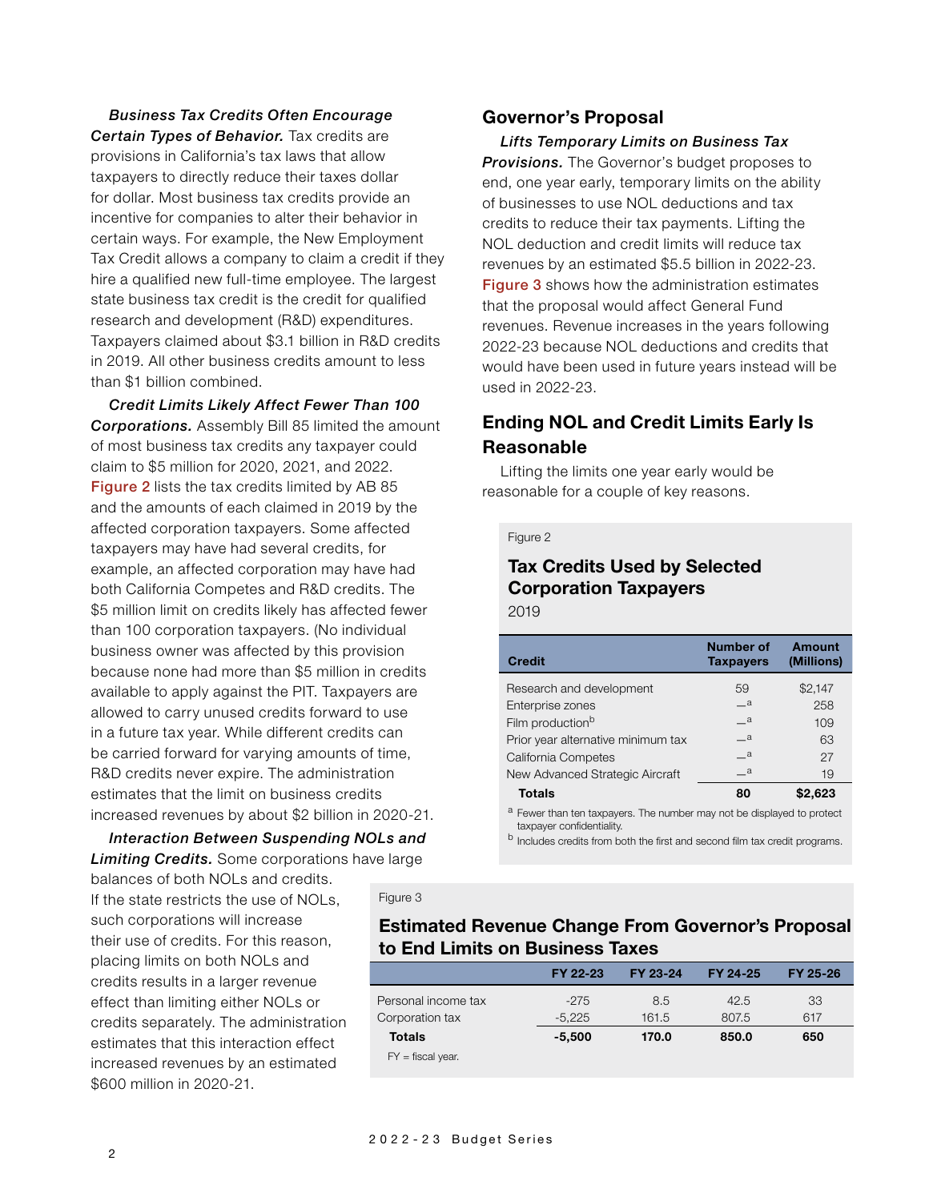***Business Tax Credits Often Encourage Certain Types of Behavior.*** Tax credits are provisions in California's tax laws that allow taxpayers to directly reduce their taxes dollar for dollar. Most business tax credits provide an incentive for companies to alter their behavior in certain ways. For example, the New Employment Tax Credit allows a company to claim a credit if they hire a qualified new full-time employee. The largest state business tax credit is the credit for qualified research and development (R&D) expenditures. Taxpayers claimed about $3.1 billion in R&D credits in 2019. All other business credits amount to less than $1 billion combined.

***Credit Limits Likely Affect Fewer Than 100 Corporations.*** Assembly Bill 85 limited the amount of most business tax credits any taxpayer could claim to $5 million for 2020, 2021, and 2022. Figure 2 lists the tax credits limited by AB 85 and the amounts of each claimed in 2019 by the affected corporation taxpayers. Some affected taxpayers may have had several credits, for example, an affected corporation may have had both California Competes and R&D credits. The $5 million limit on credits likely has affected fewer than 100 corporation taxpayers. (No individual business owner was affected by this provision because none had more than $5 million in credits available to apply against the PIT. Taxpayers are allowed to carry unused credits forward to use in a future tax year. While different credits can be carried forward for varying amounts of time, R&D credits never expire. The administration estimates that the limit on business credits increased revenues by about $2 billion in 2020-21.

***Interaction Between Suspending NOLs and Limiting Credits.*** Some corporations have large balances of both NOLs and credits. If the state restricts the use of NOLs, such corporations will increase their use of credits. For this reason, placing limits on both NOLs and credits results in a larger revenue effect than limiting either NOLs or credits separately. The administration estimates that this interaction effect increased revenues by an estimated $600 million in 2020-21.

## Governor's Proposal

***Lifts Temporary Limits on Business Tax Provisions.*** The Governor's budget proposes to end, one year early, temporary limits on the ability of businesses to use NOL deductions and tax credits to reduce their tax payments. Lifting the NOL deduction and credit limits will reduce tax revenues by an estimated $5.5 billion in 2022-23. Figure 3 shows how the administration estimates that the proposal would affect General Fund revenues. Revenue increases in the years following 2022-23 because NOL deductions and credits that would have been used in future years instead will be used in 2022-23.

## Ending NOL and Credit Limits Early Is Reasonable

Lifting the limits one year early would be reasonable for a couple of key reasons.

Figure 2

**Tax Credits Used by Selected Corporation Taxpayers**

2019

| Credit | Number of Taxpayers | Amount (Millions) |
|---|---|---|
| Research and development | 59 | $2,147 |
| Enterprise zones | —[a] | 258 |
| Film production[b] | —[a] | 109 |
| Prior year alternative minimum tax | —[a] | 63 |
| California Competes | —[a] | 27 |
| New Advanced Strategic Aircraft | —[a] | 19 |
| **Totals** | **80** | **$2,623** |

[a] Fewer than ten taxpayers. The number may not be displayed to protect taxpayer confidentiality.

[b] Includes credits from both the first and second film tax credit programs.

Figure 3

**Estimated Revenue Change From Governor's Proposal to End Limits on Business Taxes**

| | FY 22-23 | FY 23-24 | FY 24-25 | FY 25-26 |
|---|---|---|---|---|
| Personal income tax | -275 | 8.5 | 42.5 | 33 |
| Corporation tax | -5,225 | 161.5 | 807.5 | 617 |
| **Totals** | **-5,500** | **170.0** | **850.0** | **650** |

FY = fiscal year.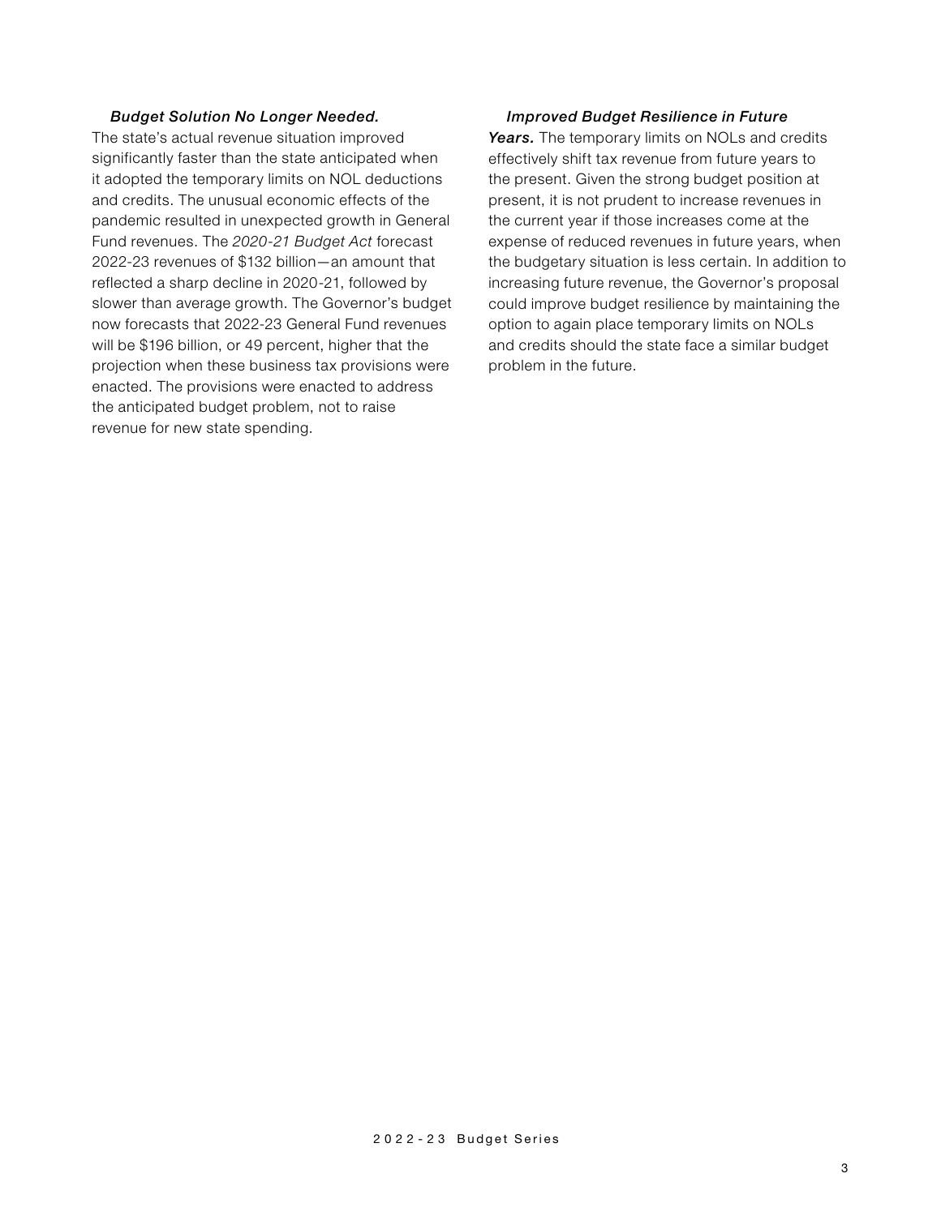***Budget Solution No Longer Needed.*** The state's actual revenue situation improved significantly faster than the state anticipated when it adopted the temporary limits on NOL deductions and credits. The unusual economic effects of the pandemic resulted in unexpected growth in General Fund revenues. The *2020-21 Budget Act* forecast 2022-23 revenues of $132 billion—an amount that reflected a sharp decline in 2020-21, followed by slower than average growth. The Governor's budget now forecasts that 2022-23 General Fund revenues will be $196 billion, or 49 percent, higher that the projection when these business tax provisions were enacted. The provisions were enacted to address the anticipated budget problem, not to raise revenue for new state spending.

***Improved Budget Resilience in Future Years.*** The temporary limits on NOLs and credits effectively shift tax revenue from future years to the present. Given the strong budget position at present, it is not prudent to increase revenues in the current year if those increases come at the expense of reduced revenues in future years, when the budgetary situation is less certain. In addition to increasing future revenue, the Governor's proposal could improve budget resilience by maintaining the option to again place temporary limits on NOLs and credits should the state face a similar budget problem in the future.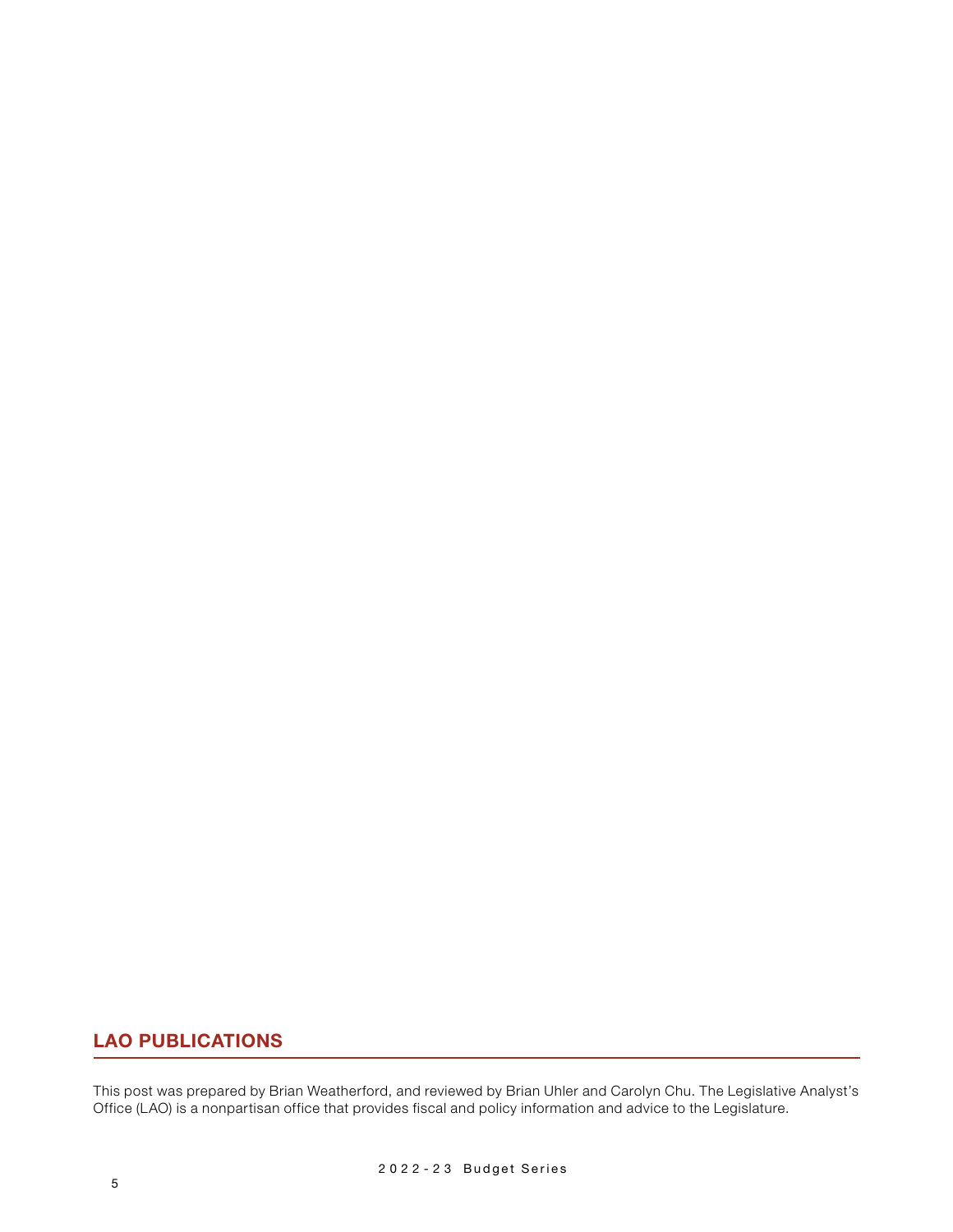## LAO PUBLICATIONS

This post was prepared by Brian Weatherford, and reviewed by Brian Uhler and Carolyn Chu. The Legislative Analyst's Office (LAO) is a nonpartisan office that provides fiscal and policy information and advice to the Legislature.